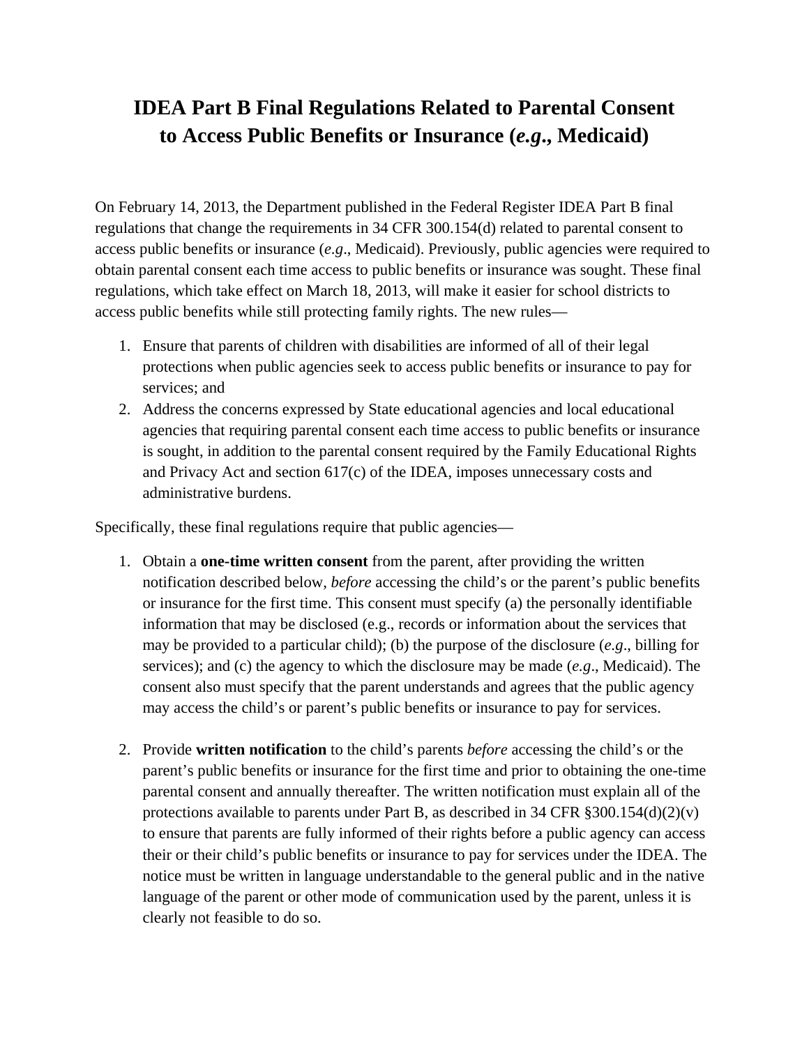# IDEA Part B Final Regulations Related to Parental Consent to Access Public Benefits or Insurance (*e.g*., Medicaid)

On February 14, 2013, the Department published in the Federal Register IDEA Part B final regulations that change the requirements in 34 CFR 300.154(d) related to parental consent to access public benefits or insurance (*e.g*., Medicaid). Previously, public agencies were required to obtain parental consent each time access to public benefits or insurance was sought. These final regulations, which take effect on March 18, 2013, will make it easier for school districts to access public benefits while still protecting family rights. The new rules—

1. Ensure that parents of children with disabilities are informed of all of their legal protections when public agencies seek to access public benefits or insurance to pay for services; and
2. Address the concerns expressed by State educational agencies and local educational agencies that requiring parental consent each time access to public benefits or insurance is sought, in addition to the parental consent required by the Family Educational Rights and Privacy Act and section 617(c) of the IDEA, imposes unnecessary costs and administrative burdens.

Specifically, these final regulations require that public agencies—

1. Obtain a **one-time written consent** from the parent, after providing the written notification described below, *before* accessing the child's or the parent's public benefits or insurance for the first time. This consent must specify (a) the personally identifiable information that may be disclosed (e.g., records or information about the services that may be provided to a particular child); (b) the purpose of the disclosure (*e.g*., billing for services); and (c) the agency to which the disclosure may be made (*e.g*., Medicaid). The consent also must specify that the parent understands and agrees that the public agency may access the child's or parent's public benefits or insurance to pay for services.

2. Provide **written notification** to the child's parents *before* accessing the child's or the parent's public benefits or insurance for the first time and prior to obtaining the one-time parental consent and annually thereafter. The written notification must explain all of the protections available to parents under Part B, as described in 34 CFR §300.154(d)(2)(v) to ensure that parents are fully informed of their rights before a public agency can access their or their child's public benefits or insurance to pay for services under the IDEA. The notice must be written in language understandable to the general public and in the native language of the parent or other mode of communication used by the parent, unless it is clearly not feasible to do so.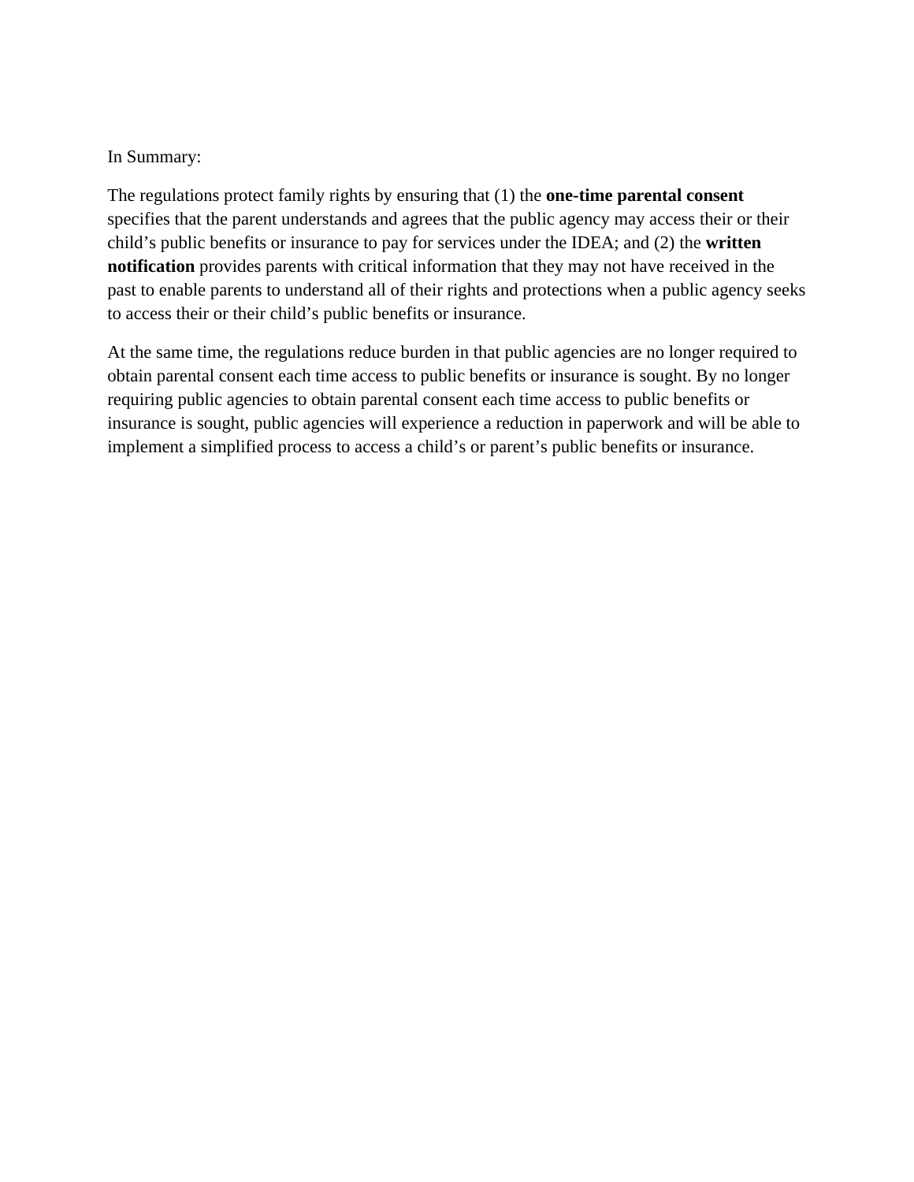In Summary:

The regulations protect family rights by ensuring that (1) the **one-time parental consent** specifies that the parent understands and agrees that the public agency may access their or their child's public benefits or insurance to pay for services under the IDEA; and (2) the **written notification** provides parents with critical information that they may not have received in the past to enable parents to understand all of their rights and protections when a public agency seeks to access their or their child's public benefits or insurance.

At the same time, the regulations reduce burden in that public agencies are no longer required to obtain parental consent each time access to public benefits or insurance is sought. By no longer requiring public agencies to obtain parental consent each time access to public benefits or insurance is sought, public agencies will experience a reduction in paperwork and will be able to implement a simplified process to access a child's or parent's public benefits or insurance.